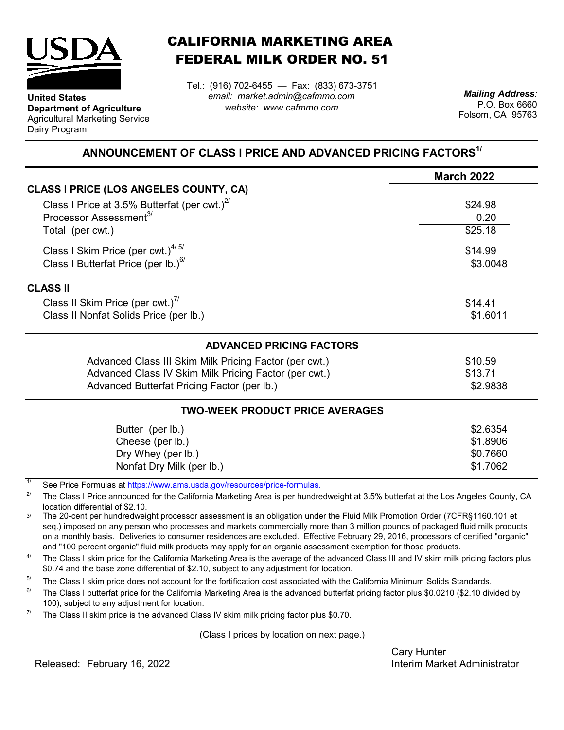**United States Department of Agriculture**
Agricultural Marketing Service
Dairy Program

# CALIFORNIA MARKETING AREA FEDERAL MILK ORDER NO. 51

Tel.: (916) 702-6455 — Fax: (833) 673-3751
*email: market.admin@cafmmo.com*
*website: www.cafmmo.com*

*Mailing Address:*
P.O. Box 6660
Folsom, CA 95763

## ANNOUNCEMENT OF CLASS I PRICE AND ADVANCED PRICING FACTORS[1/]

| | March 2022 |
|---|---|
| **CLASS I PRICE (LOS ANGELES COUNTY, CA)** | |
| Class I Price at 3.5% Butterfat (per cwt.)[2/] | $24.98 |
| Processor Assessment[3/] | 0.20 |
| Total (per cwt.) | $25.18 |
| Class I Skim Price (per cwt.)[4/ 5/] | $14.99 |
| Class I Butterfat Price (per lb.)[6/] | $3.0048 |
| **CLASS II** | |
| Class II Skim Price (per cwt.)[7/] | $14.41 |
| Class II Nonfat Solids Price (per lb.) | $1.6011 |

### ADVANCED PRICING FACTORS

| | |
|---|---|
| Advanced Class III Skim Milk Pricing Factor (per cwt.) | $10.59 |
| Advanced Class IV Skim Milk Pricing Factor (per cwt.) | $13.71 |
| Advanced Butterfat Pricing Factor (per lb.) | $2.9838 |

### TWO-WEEK PRODUCT PRICE AVERAGES

| | |
|---|---|
| Butter (per lb.) | $2.6354 |
| Cheese (per lb.) | $1.8906 |
| Dry Whey (per lb.) | $0.7660 |
| Nonfat Dry Milk (per lb.) | $1.7062 |

[1/] See Price Formulas at https://www.ams.usda.gov/resources/price-formulas.

[2/] The Class I Price announced for the California Marketing Area is per hundredweight at 3.5% butterfat at the Los Angeles County, CA location differential of $2.10.

[3/] The 20-cent per hundredweight processor assessment is an obligation under the Fluid Milk Promotion Order (7CFR§1160.101 et seq.) imposed on any person who processes and markets commercially more than 3 million pounds of packaged fluid milk products on a monthly basis. Deliveries to consumer residences are excluded. Effective February 29, 2016, processors of certified "organic" and "100 percent organic" fluid milk products may apply for an organic assessment exemption for those products.

[4/] The Class I skim price for the California Marketing Area is the average of the advanced Class III and IV skim milk pricing factors plus $0.74 and the base zone differential of $2.10, subject to any adjustment for location.

[5/] The Class I skim price does not account for the fortification cost associated with the California Minimum Solids Standards.

[6/] The Class I butterfat price for the California Marketing Area is the advanced butterfat pricing factor plus $0.0210 ($2.10 divided by 100), subject to any adjustment for location.

[7/] The Class II skim price is the advanced Class IV skim milk pricing factor plus $0.70.

(Class I prices by location on next page.)

Released: February 16, 2022

Cary Hunter
Interim Market Administrator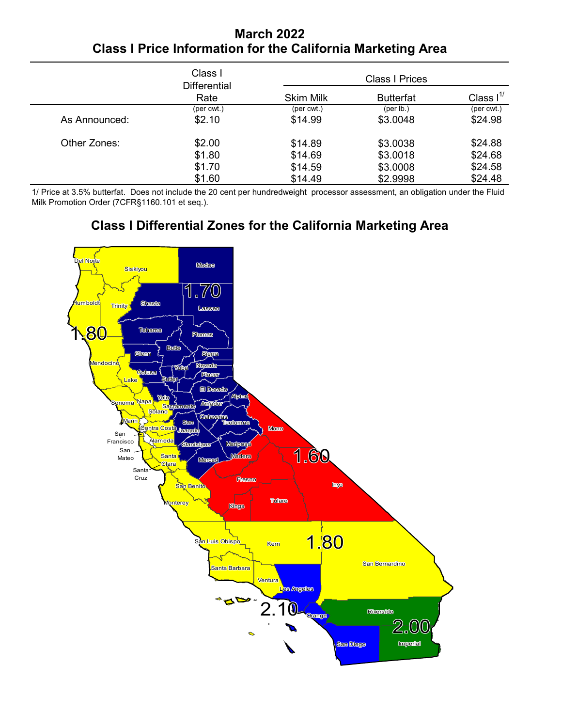# March 2022
# Class I Price Information for the California Marketing Area

| | Class I Differential Rate | Class I Prices | | |
|---|---|---|---|---|
| | | Skim Milk | Butterfat | Class I[1/] |
| | (per cwt.) | (per cwt.) | (per lb.) | (per cwt.) |
| As Announced: | $2.10 | $14.99 | $3.0048 | $24.98 |
| Other Zones: | $2.00 | $14.89 | $3.0038 | $24.88 |
| | $1.80 | $14.69 | $3.0018 | $24.68 |
| | $1.70 | $14.59 | $3.0008 | $24.58 |
| | $1.60 | $14.49 | $2.9998 | $24.48 |

1/ Price at 3.5% butterfat. Does not include the 20 cent per hundredweight processor assessment, an obligation under the Fluid Milk Promotion Order (7CFR§1160.101 et seq.).

## Class I Differential Zones for the California Marketing Area

1.70

1.80

1.60

1.80

2.10

2.00

Del Norte, Siskiyou, Modoc, Humboldt, Trinity, Shasta, Lassen, Tehama, Plumas, Mendocino, Glenn, Butte, Sierra, Colusa, Yuba, Nevada, Lake, Sutter, Placer, El Dorado, Yolo, Sonoma, Napa, Sacramento, Alpine, Amador, Solano, Marin, Calaveras, San Joaquin, Tuolumne, Mono, Contra Costa, San Francisco, Alameda, Stanislaus, Mariposa, San Mateo, Santa Clara, Merced, Madera, Santa Cruz, Fresno, Inyo, San Benito, Monterey, Tulare, Kings, San Luis Obispo, Kern, San Bernardino, Santa Barbara, Ventura, Los Angeles, Orange, Riverside, San Diego, Imperial